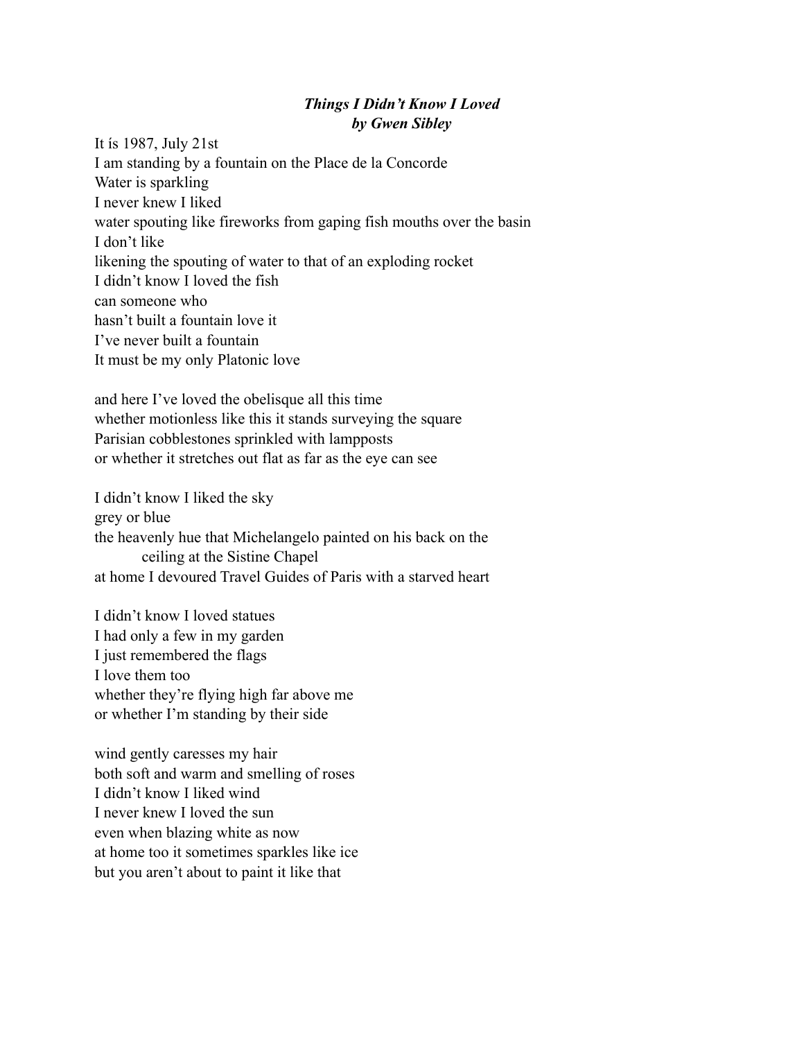***Things I Didn't Know I Loved***
***by Gwen Sibley***

It ís 1987, July 21st
I am standing by a fountain on the Place de la Concorde
Water is sparkling
I never knew I liked
water spouting like fireworks from gaping fish mouths over the basin
I don't like
likening the spouting of water to that of an exploding rocket
I didn't know I loved the fish
can someone who
hasn't built a fountain love it
I've never built a fountain
It must be my only Platonic love

and here I've loved the obelisque all this time
whether motionless like this it stands surveying the square
Parisian cobblestones sprinkled with lampposts
or whether it stretches out flat as far as the eye can see

I didn't know I liked the sky
grey or blue
the heavenly hue that Michelangelo painted on his back on the
    ceiling at the Sistine Chapel
at home I devoured Travel Guides of Paris with a starved heart

I didn't know I loved statues
I had only a few in my garden
I just remembered the flags
I love them too
whether they're flying high far above me
or whether I'm standing by their side

wind gently caresses my hair
both soft and warm and smelling of roses
I didn't know I liked wind
I never knew I loved the sun
even when blazing white as now
at home too it sometimes sparkles like ice
but you aren't about to paint it like that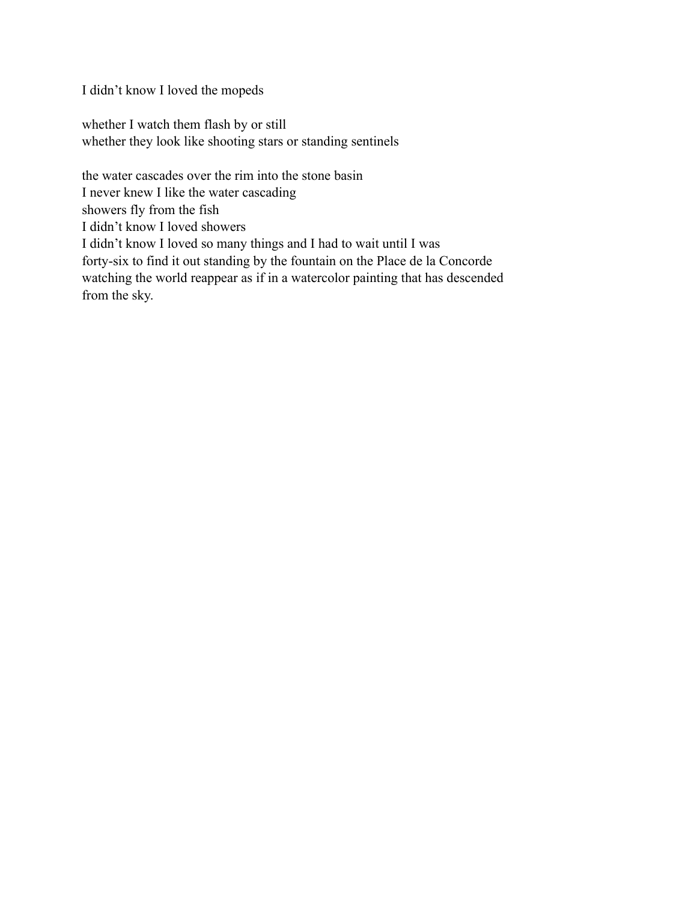I didn’t know I loved the mopeds

whether I watch them flash by or still
whether they look like shooting stars or standing sentinels

the water cascades over the rim into the stone basin
I never knew I like the water cascading
showers fly from the fish
I didn’t know I loved showers
I didn’t know I loved so many things and I had to wait until I was
forty-six to find it out standing by the fountain on the Place de la Concorde
watching the world reappear as if in a watercolor painting that has descended
from the sky.